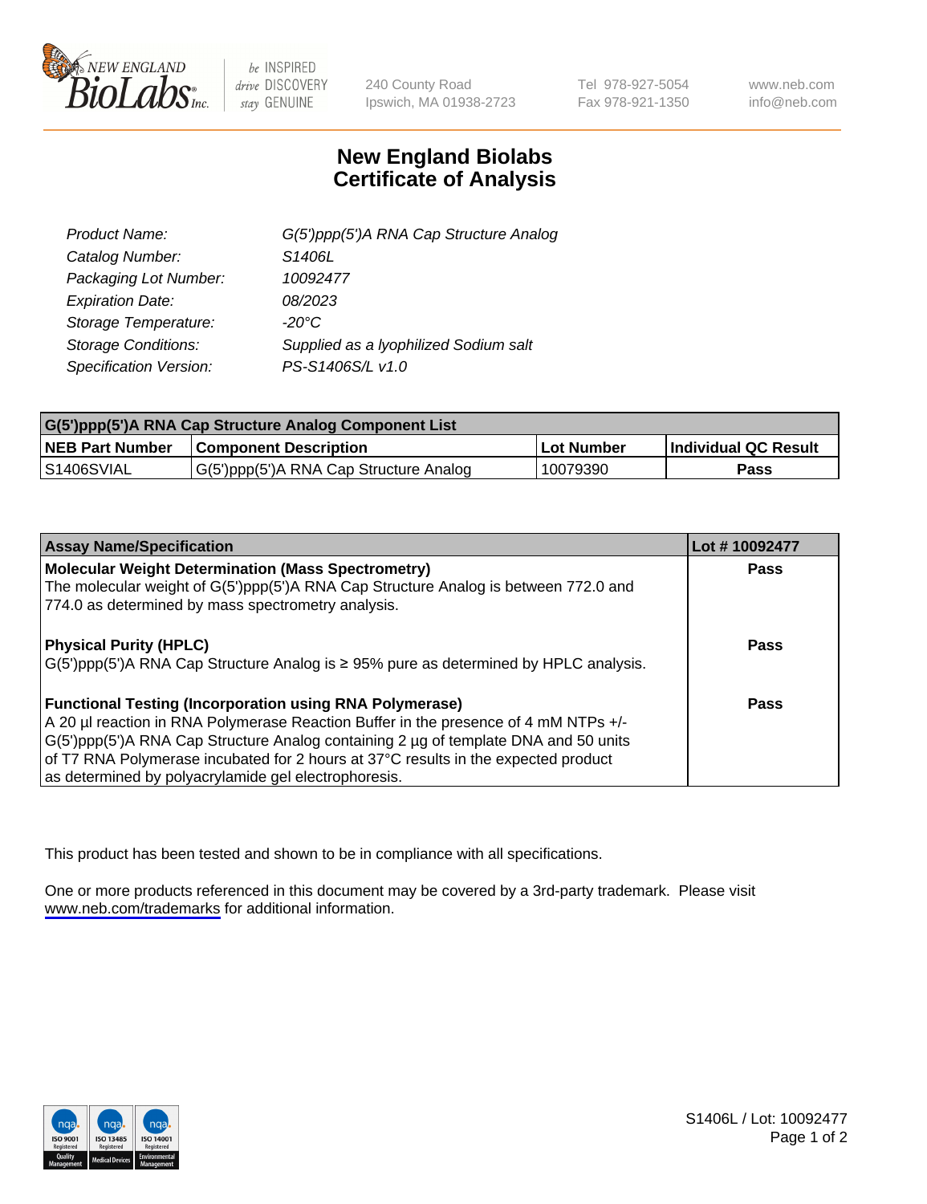New England BioLabs Inc. — be INSPIRED drive DISCOVERY stay GENUINE

240 County Road
Ipswich, MA 01938-2723

Tel 978-927-5054
Fax 978-921-1350

www.neb.com
info@neb.com

# New England Biolabs
# Certificate of Analysis

| | |
|---|---|
| *Product Name:* | *G(5')ppp(5')A RNA Cap Structure Analog* |
| *Catalog Number:* | *S1406L* |
| *Packaging Lot Number:* | *10092477* |
| *Expiration Date:* | *08/2023* |
| *Storage Temperature:* | *-20°C* |
| *Storage Conditions:* | *Supplied as a lyophilized Sodium salt* |
| *Specification Version:* | *PS-S1406S/L v1.0* |

| **G(5')ppp(5')A RNA Cap Structure Analog Component List** | | | |
|---|---|---|---|
| **NEB Part Number** | **Component Description** | **Lot Number** | **Individual QC Result** |
| S1406SVIAL | G(5')ppp(5')A RNA Cap Structure Analog | 10079390 | **Pass** |

| **Assay Name/Specification** | **Lot # 10092477** |
|---|---|
| **Molecular Weight Determination (Mass Spectrometry)**<br>The molecular weight of G(5')ppp(5')A RNA Cap Structure Analog is between 772.0 and 774.0 as determined by mass spectrometry analysis. | **Pass** |
| **Physical Purity (HPLC)**<br>G(5')ppp(5')A RNA Cap Structure Analog is ≥ 95% pure as determined by HPLC analysis. | **Pass** |
| **Functional Testing (Incorporation using RNA Polymerase)**<br>A 20 µl reaction in RNA Polymerase Reaction Buffer in the presence of 4 mM NTPs +/- G(5')ppp(5')A RNA Cap Structure Analog containing 2 µg of template DNA and 50 units of T7 RNA Polymerase incubated for 2 hours at 37°C results in the expected product as determined by polyacrylamide gel electrophoresis. | **Pass** |

This product has been tested and shown to be in compliance with all specifications.

One or more products referenced in this document may be covered by a 3rd-party trademark. Please visit www.neb.com/trademarks for additional information.

S1406L / Lot: 10092477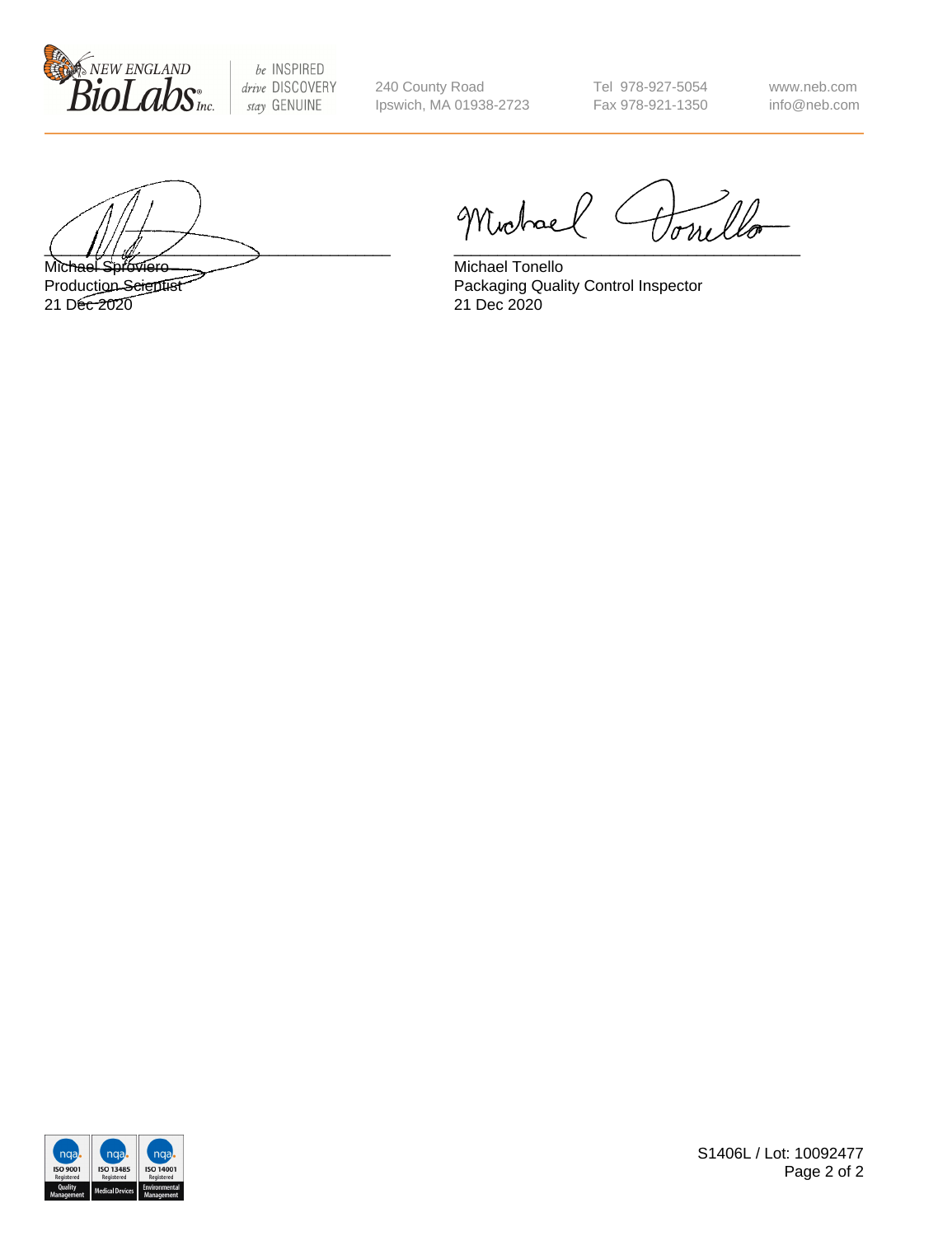NEW ENGLAND BioLabs Inc.

be INSPIRED drive DISCOVERY stay GENUINE

240 County Road
Ipswich, MA 01938-2723

Tel 978-927-5054
Fax 978-921-1350

www.neb.com
info@neb.com

Michael Sproviero
Production Scientist
21 Dec 2020

Michael Tonello
Packaging Quality Control Inspector
21 Dec 2020

ISO 9001 Registered Quality Management | ISO 13485 Registered Medical Devices | ISO 14001 Registered Environmental Management

S1406L / Lot: 10092477